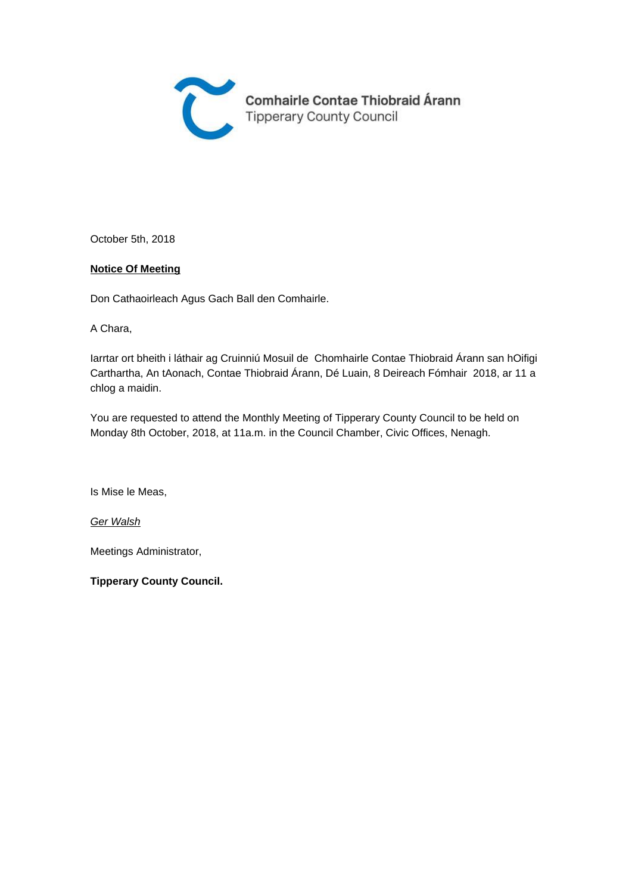Comhairle Contae Thiobraid Árann
Tipperary County Council

October 5th, 2018

**Notice Of Meeting**

Don Cathaoirleach Agus Gach Ball den Comhairle.

A Chara,

Iarrtar ort bheith i láthair ag Cruinniú Mosuil de Chomhairle Contae Thiobraid Árann san hOifigi Carthartha, An tAonach, Contae Thiobraid Árann, Dé Luain, 8 Deireach Fómhair 2018, ar 11 a chlog a maidin.

You are requested to attend the Monthly Meeting of Tipperary County Council to be held on Monday 8th October, 2018, at 11a.m. in the Council Chamber, Civic Offices, Nenagh.

Is Mise le Meas,

*Ger Walsh*

Meetings Administrator,

**Tipperary County Council.**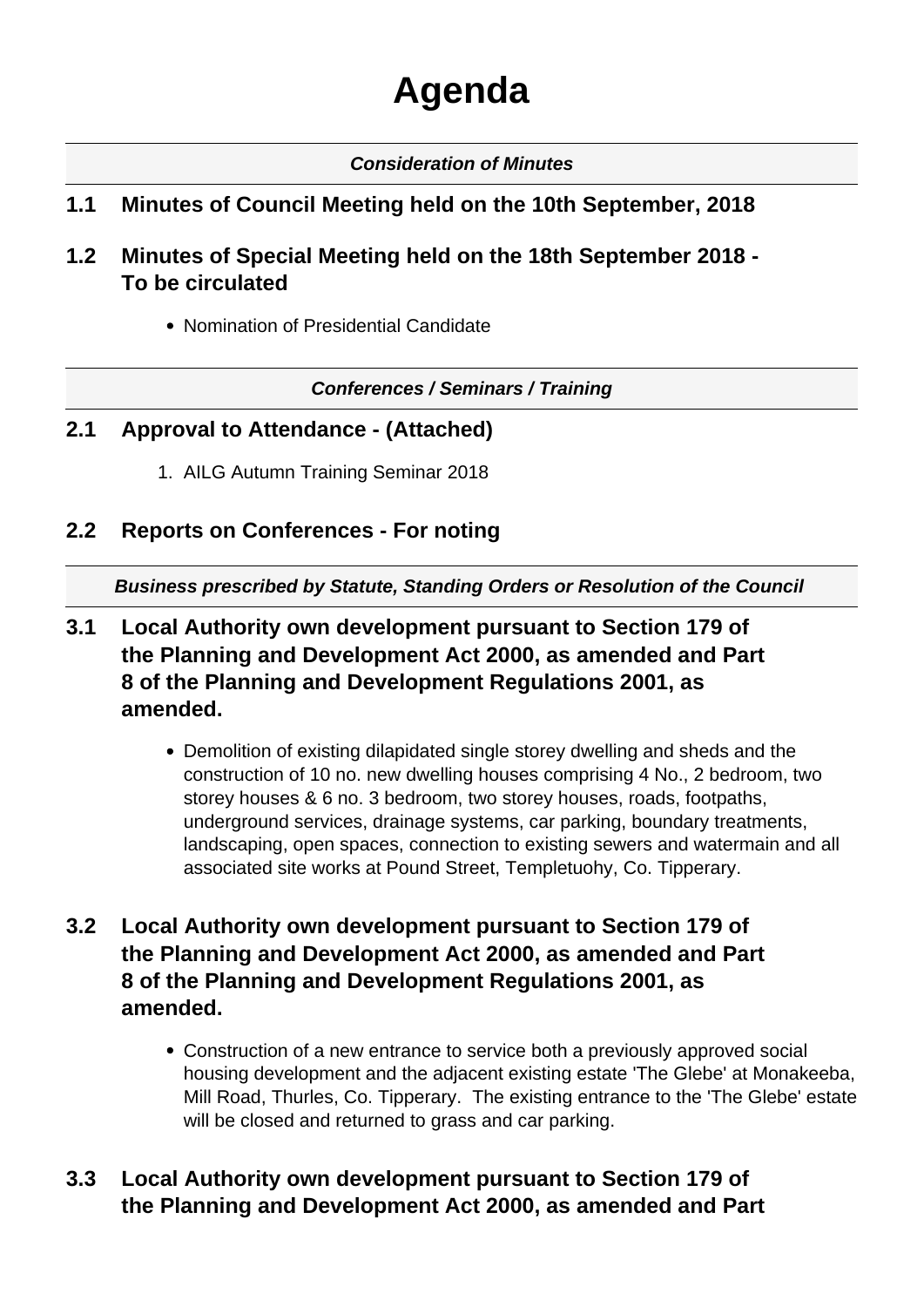# Agenda

***Consideration of Minutes***

## 1.1 Minutes of Council Meeting held on the 10th September, 2018

## 1.2 Minutes of Special Meeting held on the 18th September 2018 - To be circulated

- Nomination of Presidential Candidate

***Conferences / Seminars / Training***

## 2.1 Approval to Attendance - (Attached)

1. AILG Autumn Training Seminar 2018

## 2.2 Reports on Conferences - For noting

***Business prescribed by Statute, Standing Orders or Resolution of the Council***

## 3.1 Local Authority own development pursuant to Section 179 of the Planning and Development Act 2000, as amended and Part 8 of the Planning and Development Regulations 2001, as amended.

- Demolition of existing dilapidated single storey dwelling and sheds and the construction of 10 no. new dwelling houses comprising 4 No., 2 bedroom, two storey houses & 6 no. 3 bedroom, two storey houses, roads, footpaths, underground services, drainage systems, car parking, boundary treatments, landscaping, open spaces, connection to existing sewers and watermain and all associated site works at Pound Street, Templetuohy, Co. Tipperary.

## 3.2 Local Authority own development pursuant to Section 179 of the Planning and Development Act 2000, as amended and Part 8 of the Planning and Development Regulations 2001, as amended.

- Construction of a new entrance to service both a previously approved social housing development and the adjacent existing estate 'The Glebe' at Monakeeba, Mill Road, Thurles, Co. Tipperary. The existing entrance to the 'The Glebe' estate will be closed and returned to grass and car parking.

## 3.3 Local Authority own development pursuant to Section 179 of the Planning and Development Act 2000, as amended and Part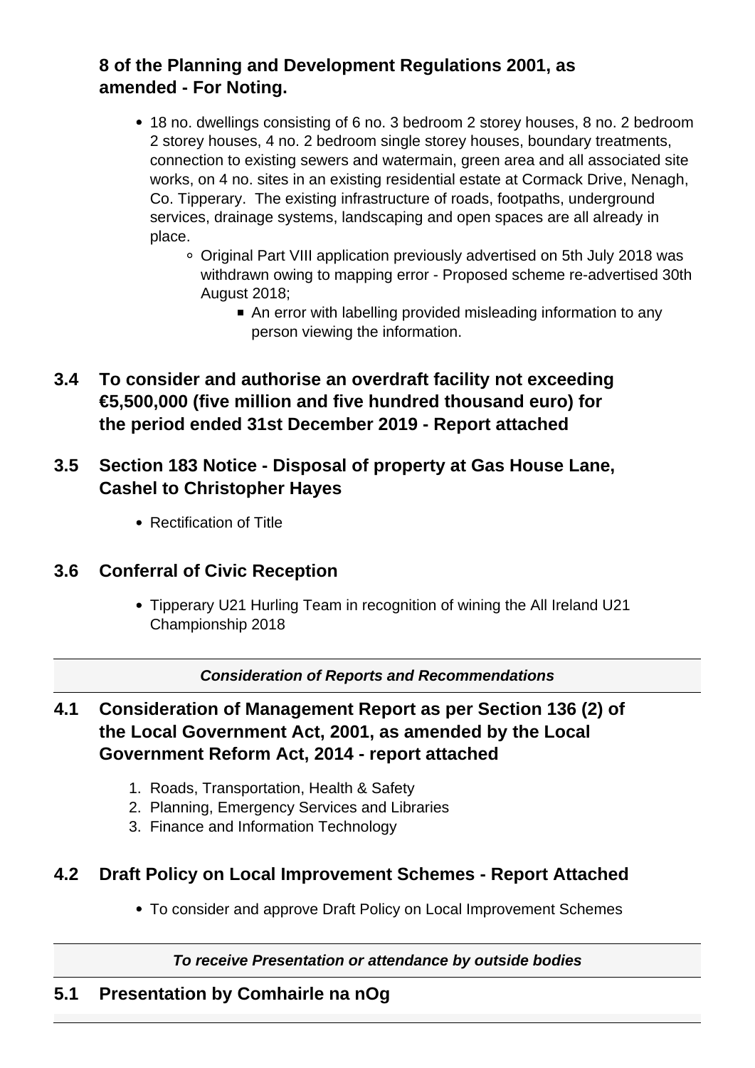**8 of the Planning and Development Regulations 2001, as amended - For Noting.**

- 18 no. dwellings consisting of 6 no. 3 bedroom 2 storey houses, 8 no. 2 bedroom 2 storey houses, 4 no. 2 bedroom single storey houses, boundary treatments, connection to existing sewers and watermain, green area and all associated site works, on 4 no. sites in an existing residential estate at Cormack Drive, Nenagh, Co. Tipperary.  The existing infrastructure of roads, footpaths, underground services, drainage systems, landscaping and open spaces are all already in place.
    - Original Part VIII application previously advertised on 5th July 2018 was withdrawn owing to mapping error - Proposed scheme re-advertised 30th August 2018;
        - An error with labelling provided misleading information to any person viewing the information.

## 3.4 To consider and authorise an overdraft facility not exceeding €5,500,000 (five million and five hundred thousand euro) for the period ended 31st December 2019 - Report attached

## 3.5 Section 183 Notice - Disposal of property at Gas House Lane, Cashel to Christopher Hayes

- Rectification of Title

## 3.6 Conferral of Civic Reception

- Tipperary U21 Hurling Team in recognition of wining the All Ireland U21 Championship 2018

***Consideration of Reports and Recommendations***

## 4.1 Consideration of Management Report as per Section 136 (2) of the Local Government Act, 2001, as amended by the Local Government Reform Act, 2014 - report attached

1. Roads, Transportation, Health & Safety
2. Planning, Emergency Services and Libraries
3. Finance and Information Technology

## 4.2 Draft Policy on Local Improvement Schemes - Report Attached

- To consider and approve Draft Policy on Local Improvement Schemes

***To receive Presentation or attendance by outside bodies***

## 5.1 Presentation by Comhairle na nOg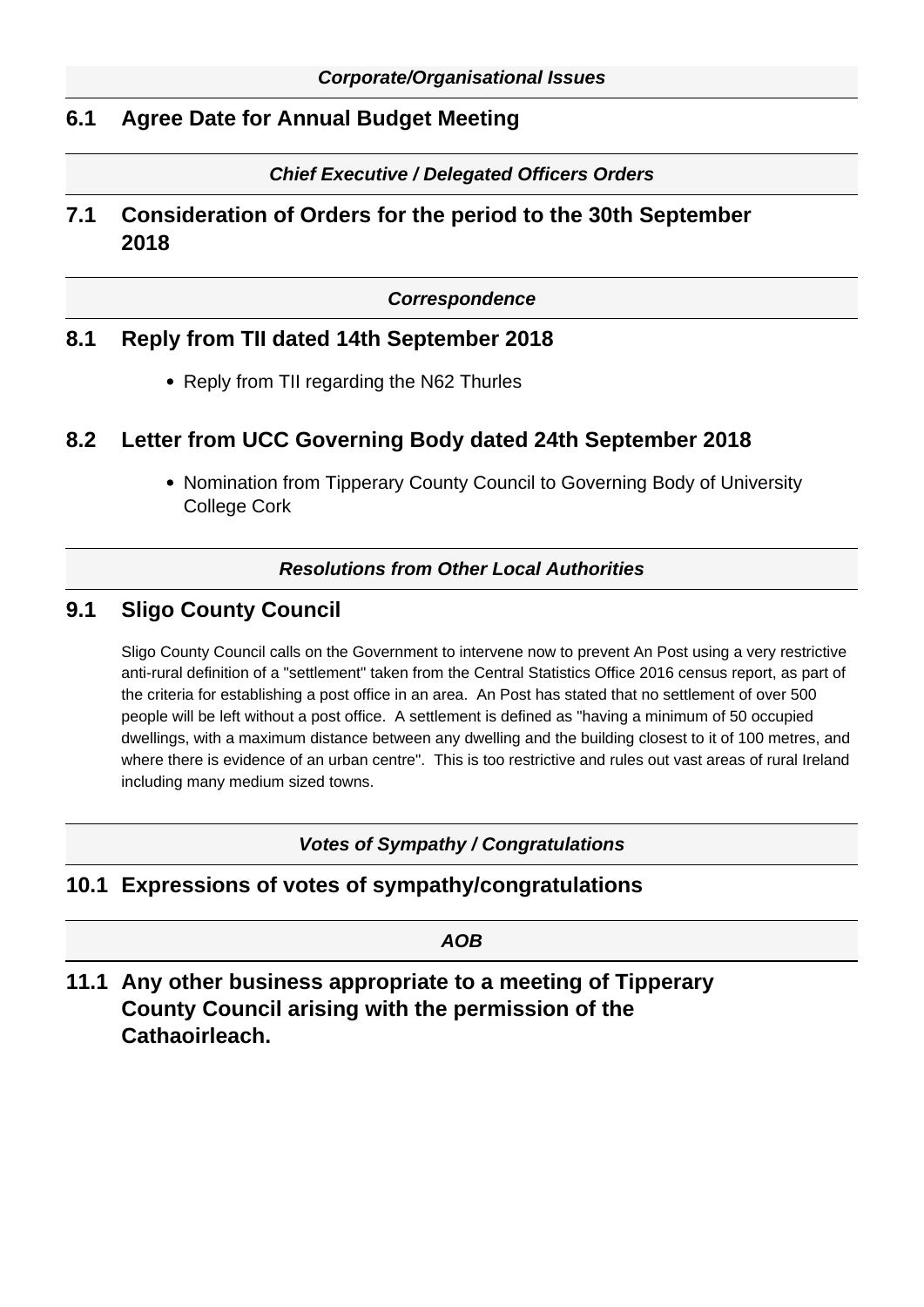***Corporate/Organisational Issues***

## 6.1 Agree Date for Annual Budget Meeting

***Chief Executive / Delegated Officers Orders***

## 7.1 Consideration of Orders for the period to the 30th September 2018

***Correspondence***

## 8.1 Reply from TII dated 14th September 2018

- Reply from TII regarding the N62 Thurles

## 8.2 Letter from UCC Governing Body dated 24th September 2018

- Nomination from Tipperary County Council to Governing Body of University College Cork

***Resolutions from Other Local Authorities***

## 9.1 Sligo County Council

Sligo County Council calls on the Government to intervene now to prevent An Post using a very restrictive anti-rural definition of a "settlement" taken from the Central Statistics Office 2016 census report, as part of the criteria for establishing a post office in an area. An Post has stated that no settlement of over 500 people will be left without a post office. A settlement is defined as "having a minimum of 50 occupied dwellings, with a maximum distance between any dwelling and the building closest to it of 100 metres, and where there is evidence of an urban centre". This is too restrictive and rules out vast areas of rural Ireland including many medium sized towns.

***Votes of Sympathy / Congratulations***

## 10.1 Expressions of votes of sympathy/congratulations

***AOB***

## 11.1 Any other business appropriate to a meeting of Tipperary County Council arising with the permission of the Cathaoirleach.